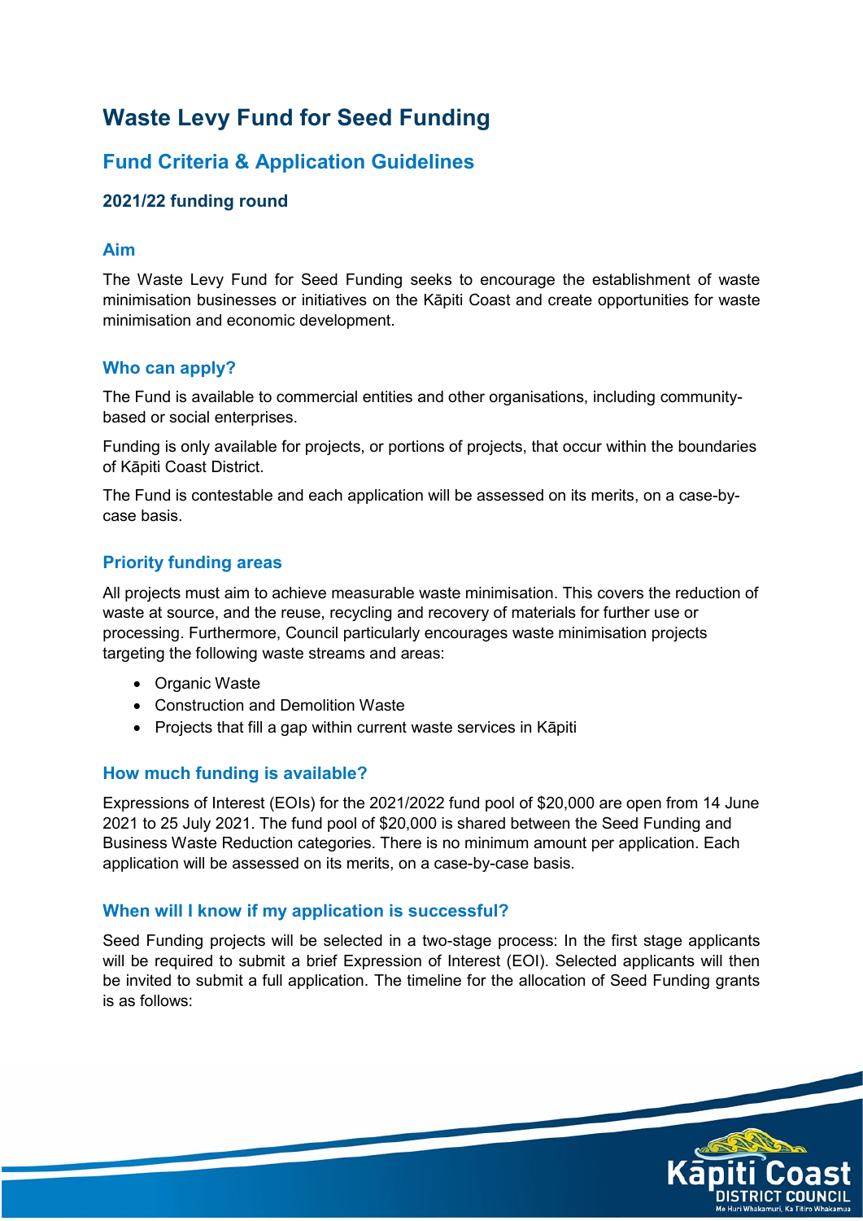# Waste Levy Fund for Seed Funding

## Fund Criteria & Application Guidelines

### 2021/22 funding round

## Aim

The Waste Levy Fund for Seed Funding seeks to encourage the establishment of waste minimisation businesses or initiatives on the Kāpiti Coast and create opportunities for waste minimisation and economic development.

## Who can apply?

The Fund is available to commercial entities and other organisations, including community-based or social enterprises.

Funding is only available for projects, or portions of projects, that occur within the boundaries of Kāpiti Coast District.

The Fund is contestable and each application will be assessed on its merits, on a case-by-case basis.

## Priority funding areas

All projects must aim to achieve measurable waste minimisation. This covers the reduction of waste at source, and the reuse, recycling and recovery of materials for further use or processing. Furthermore, Council particularly encourages waste minimisation projects targeting the following waste streams and areas:

- Organic Waste
- Construction and Demolition Waste
- Projects that fill a gap within current waste services in Kāpiti

## How much funding is available?

Expressions of Interest (EOIs) for the 2021/2022 fund pool of $20,000 are open from 14 June 2021 to 25 July 2021. The fund pool of $20,000 is shared between the Seed Funding and Business Waste Reduction categories. There is no minimum amount per application. Each application will be assessed on its merits, on a case-by-case basis.

## When will I know if my application is successful?

Seed Funding projects will be selected in a two-stage process: In the first stage applicants will be required to submit a brief Expression of Interest (EOI). Selected applicants will then be invited to submit a full application. The timeline for the allocation of Seed Funding grants is as follows: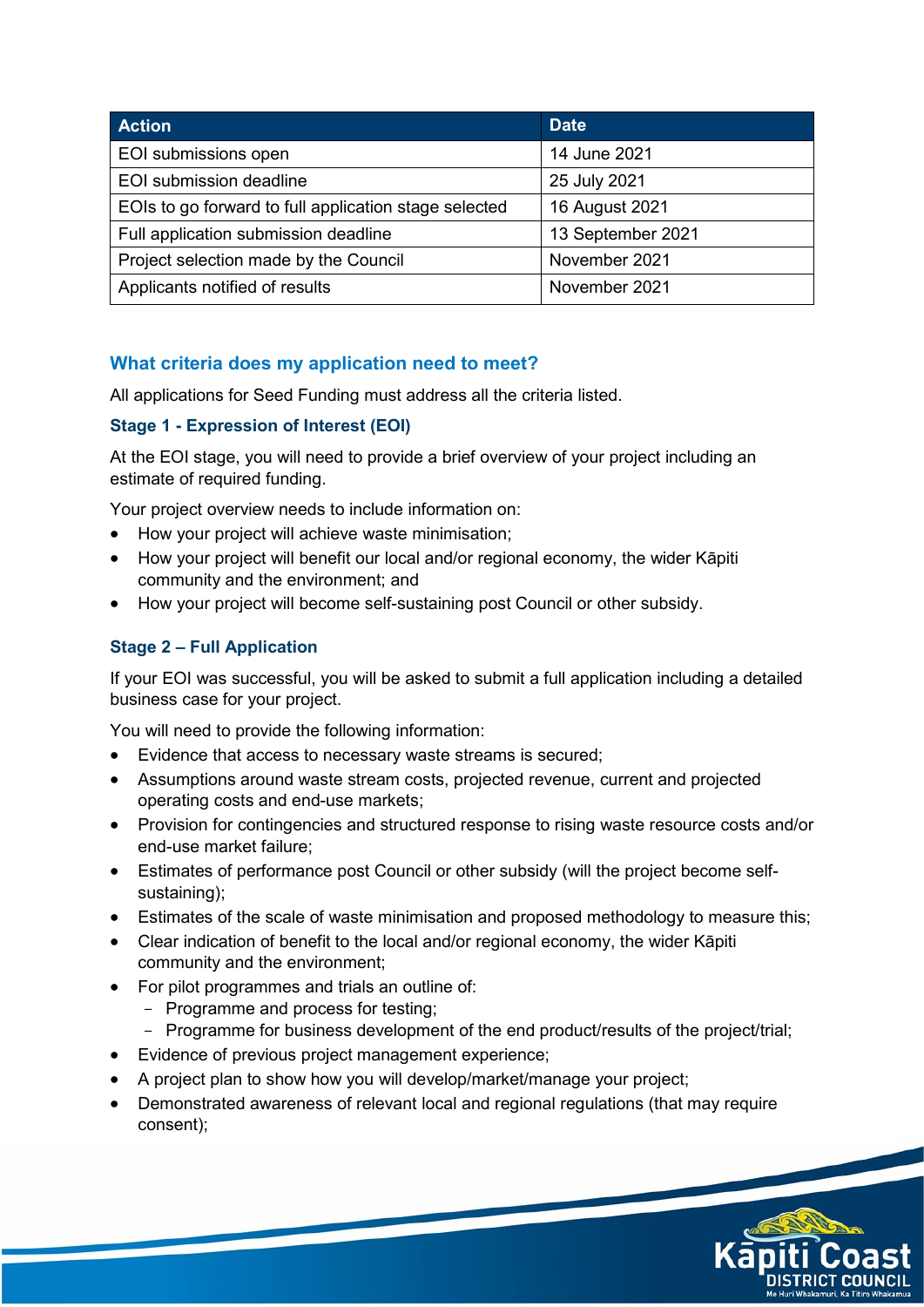| Action | Date |
| --- | --- |
| EOI submissions open | 14 June 2021 |
| EOI submission deadline | 25 July 2021 |
| EOIs to go forward to full application stage selected | 16 August 2021 |
| Full application submission deadline | 13 September 2021 |
| Project selection made by the Council | November 2021 |
| Applicants notified of results | November 2021 |

## What criteria does my application need to meet?

All applications for Seed Funding must address all the criteria listed.

### Stage 1 - Expression of Interest (EOI)

At the EOI stage, you will need to provide a brief overview of your project including an estimate of required funding.

Your project overview needs to include information on:

- How your project will achieve waste minimisation;
- How your project will benefit our local and/or regional economy, the wider Kāpiti community and the environment; and
- How your project will become self-sustaining post Council or other subsidy.

### Stage 2 – Full Application

If your EOI was successful, you will be asked to submit a full application including a detailed business case for your project.

You will need to provide the following information:

- Evidence that access to necessary waste streams is secured;
- Assumptions around waste stream costs, projected revenue, current and projected operating costs and end-use markets;
- Provision for contingencies and structured response to rising waste resource costs and/or end-use market failure;
- Estimates of performance post Council or other subsidy (will the project become self-sustaining);
- Estimates of the scale of waste minimisation and proposed methodology to measure this;
- Clear indication of benefit to the local and/or regional economy, the wider Kāpiti community and the environment;
- For pilot programmes and trials an outline of:
  - Programme and process for testing;
  - Programme for business development of the end product/results of the project/trial;
- Evidence of previous project management experience;
- A project plan to show how you will develop/market/manage your project;
- Demonstrated awareness of relevant local and regional regulations (that may require consent);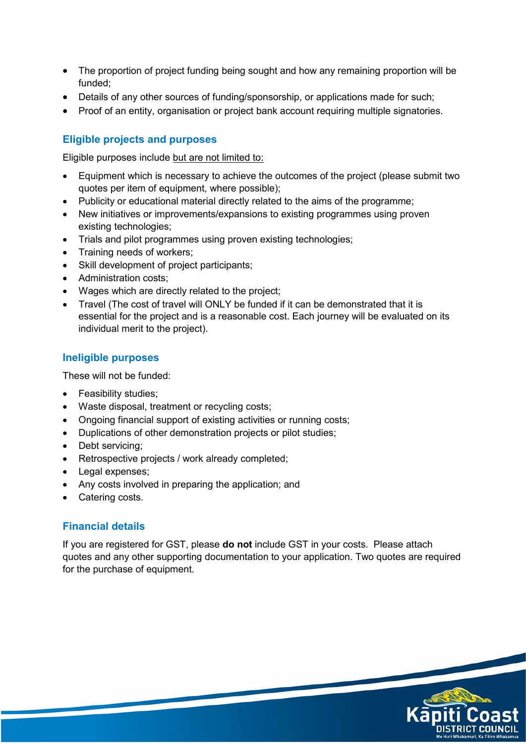- The proportion of project funding being sought and how any remaining proportion will be funded;
- Details of any other sources of funding/sponsorship, or applications made for such;
- Proof of an entity, organisation or project bank account requiring multiple signatories.

## Eligible projects and purposes

Eligible purposes include <u>but are not limited to:</u>

- Equipment which is necessary to achieve the outcomes of the project (please submit two quotes per item of equipment, where possible);
- Publicity or educational material directly related to the aims of the programme;
- New initiatives or improvements/expansions to existing programmes using proven existing technologies;
- Trials and pilot programmes using proven existing technologies;
- Training needs of workers;
- Skill development of project participants;
- Administration costs;
- Wages which are directly related to the project;
- Travel (The cost of travel will ONLY be funded if it can be demonstrated that it is essential for the project and is a reasonable cost. Each journey will be evaluated on its individual merit to the project).

## Ineligible purposes

These will not be funded:

- Feasibility studies;
- Waste disposal, treatment or recycling costs;
- Ongoing financial support of existing activities or running costs;
- Duplications of other demonstration projects or pilot studies;
- Debt servicing;
- Retrospective projects / work already completed;
- Legal expenses;
- Any costs involved in preparing the application; and
- Catering costs.

## Financial details

If you are registered for GST, please **do not** include GST in your costs. Please attach quotes and any other supporting documentation to your application. Two quotes are required for the purchase of equipment.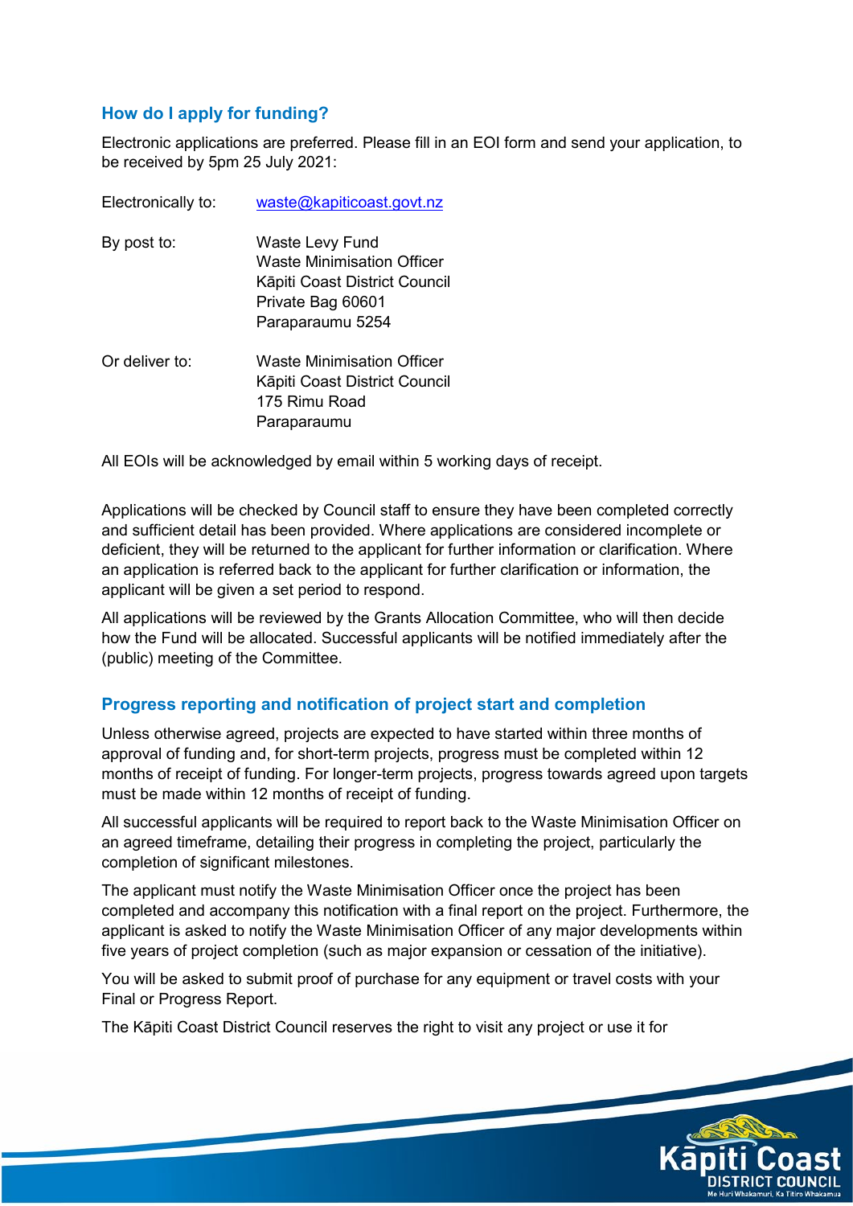## How do I apply for funding?

Electronic applications are preferred. Please fill in an EOI form and send your application, to be received by 5pm 25 July 2021:

| | |
|---|---|
| Electronically to: | waste@kapiticoast.govt.nz |
| By post to: | Waste Levy Fund<br>Waste Minimisation Officer<br>Kāpiti Coast District Council<br>Private Bag 60601<br>Paraparaumu 5254 |
| Or deliver to: | Waste Minimisation Officer<br>Kāpiti Coast District Council<br>175 Rimu Road<br>Paraparaumu |

All EOIs will be acknowledged by email within 5 working days of receipt.

Applications will be checked by Council staff to ensure they have been completed correctly and sufficient detail has been provided. Where applications are considered incomplete or deficient, they will be returned to the applicant for further information or clarification. Where an application is referred back to the applicant for further clarification or information, the applicant will be given a set period to respond.

All applications will be reviewed by the Grants Allocation Committee, who will then decide how the Fund will be allocated. Successful applicants will be notified immediately after the (public) meeting of the Committee.

## Progress reporting and notification of project start and completion

Unless otherwise agreed, projects are expected to have started within three months of approval of funding and, for short-term projects, progress must be completed within 12 months of receipt of funding. For longer-term projects, progress towards agreed upon targets must be made within 12 months of receipt of funding.

All successful applicants will be required to report back to the Waste Minimisation Officer on an agreed timeframe, detailing their progress in completing the project, particularly the completion of significant milestones.

The applicant must notify the Waste Minimisation Officer once the project has been completed and accompany this notification with a final report on the project. Furthermore, the applicant is asked to notify the Waste Minimisation Officer of any major developments within five years of project completion (such as major expansion or cessation of the initiative).

You will be asked to submit proof of purchase for any equipment or travel costs with your Final or Progress Report.

The Kāpiti Coast District Council reserves the right to visit any project or use it for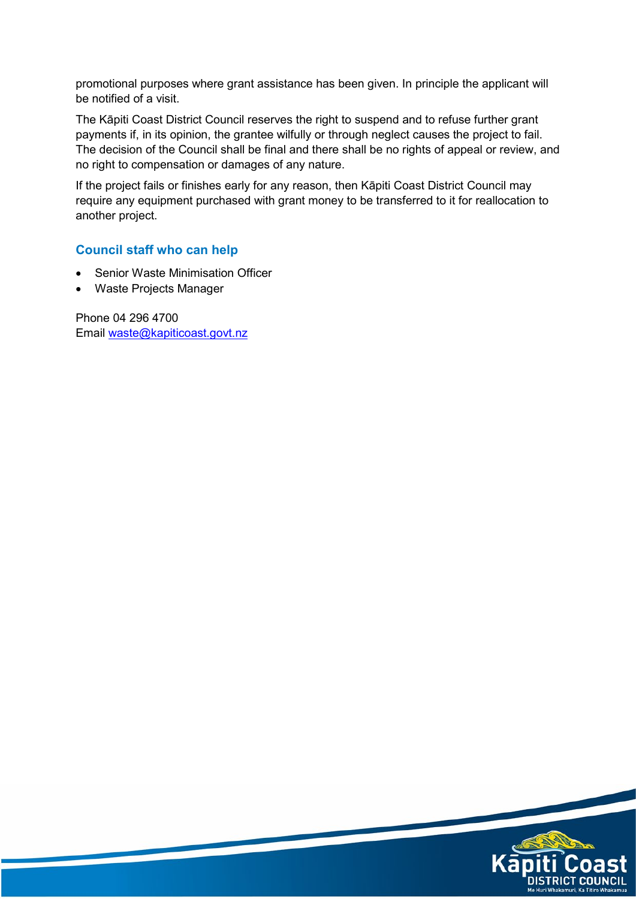promotional purposes where grant assistance has been given. In principle the applicant will be notified of a visit.

The Kāpiti Coast District Council reserves the right to suspend and to refuse further grant payments if, in its opinion, the grantee wilfully or through neglect causes the project to fail. The decision of the Council shall be final and there shall be no rights of appeal or review, and no right to compensation or damages of any nature.

If the project fails or finishes early for any reason, then Kāpiti Coast District Council may require any equipment purchased with grant money to be transferred to it for reallocation to another project.

## Council staff who can help

- Senior Waste Minimisation Officer
- Waste Projects Manager

Phone 04 296 4700
Email waste@kapiticoast.govt.nz